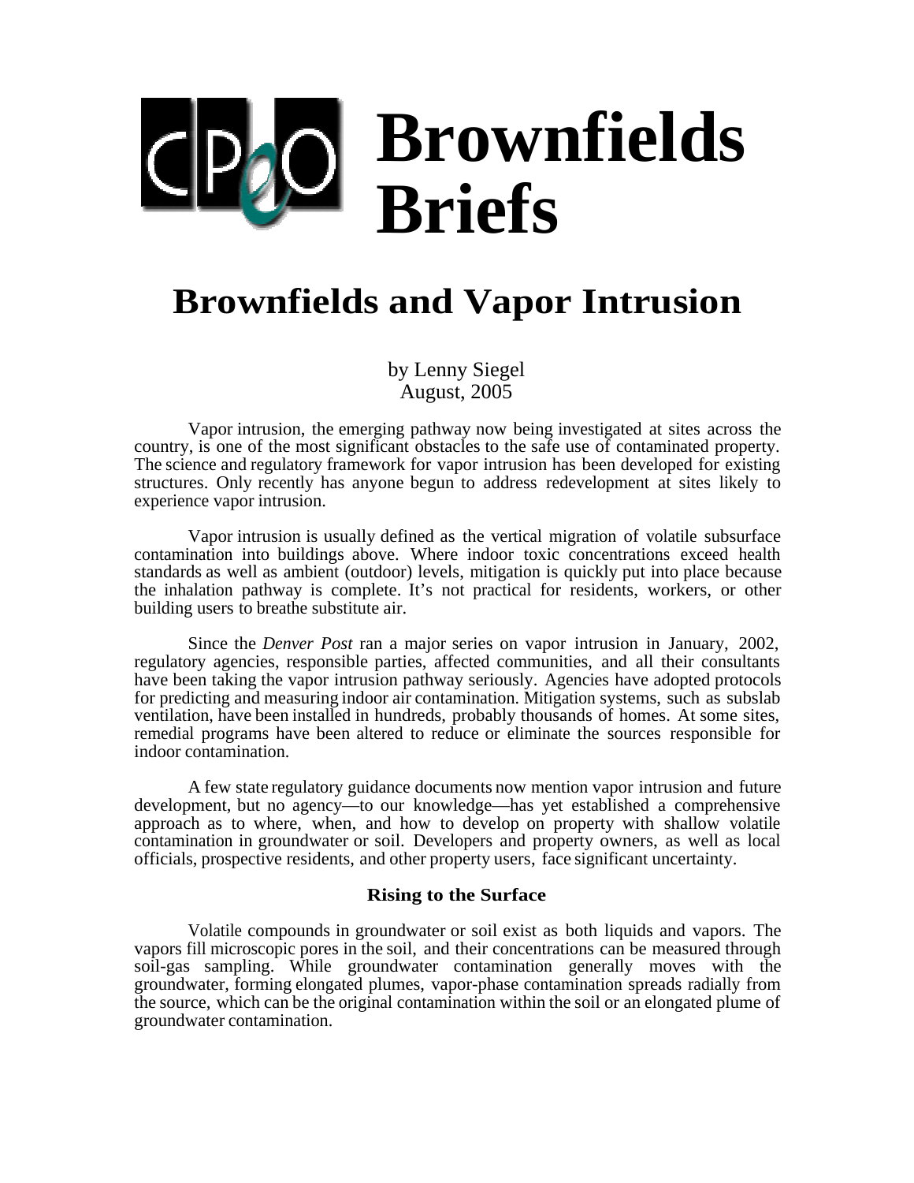# CPEO Brownfields Briefs

## Brownfields and Vapor Intrusion

by Lenny Siegel
August, 2005

Vapor intrusion, the emerging pathway now being investigated at sites across the country, is one of the most significant obstacles to the safe use of contaminated property. The science and regulatory framework for vapor intrusion has been developed for existing structures. Only recently has anyone begun to address redevelopment at sites likely to experience vapor intrusion.

Vapor intrusion is usually defined as the vertical migration of volatile subsurface contamination into buildings above. Where indoor toxic concentrations exceed health standards as well as ambient (outdoor) levels, mitigation is quickly put into place because the inhalation pathway is complete. It's not practical for residents, workers, or other building users to breathe substitute air.

Since the *Denver Post* ran a major series on vapor intrusion in January, 2002, regulatory agencies, responsible parties, affected communities, and all their consultants have been taking the vapor intrusion pathway seriously. Agencies have adopted protocols for predicting and measuring indoor air contamination. Mitigation systems, such as subslab ventilation, have been installed in hundreds, probably thousands of homes. At some sites, remedial programs have been altered to reduce or eliminate the sources responsible for indoor contamination.

A few state regulatory guidance documents now mention vapor intrusion and future development, but no agency—to our knowledge—has yet established a comprehensive approach as to where, when, and how to develop on property with shallow volatile contamination in groundwater or soil. Developers and property owners, as well as local officials, prospective residents, and other property users, face significant uncertainty.

### Rising to the Surface

Volatile compounds in groundwater or soil exist as both liquids and vapors. The vapors fill microscopic pores in the soil, and their concentrations can be measured through soil-gas sampling. While groundwater contamination generally moves with the groundwater, forming elongated plumes, vapor-phase contamination spreads radially from the source, which can be the original contamination within the soil or an elongated plume of groundwater contamination.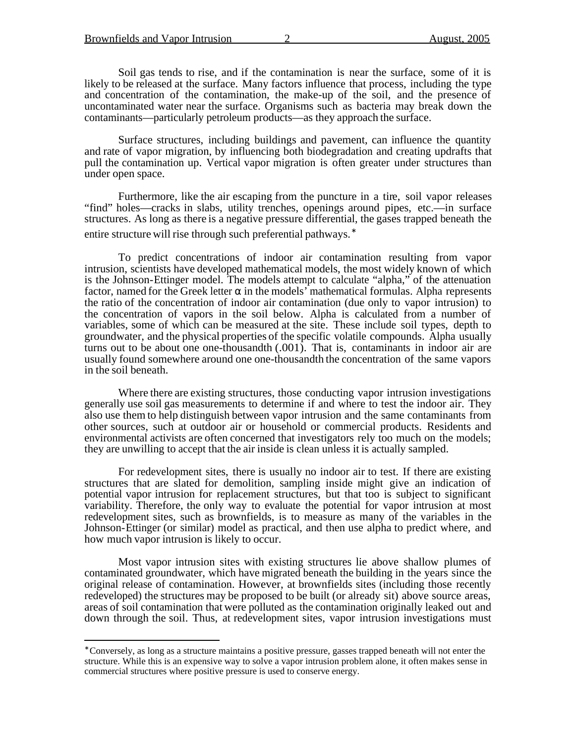Soil gas tends to rise, and if the contamination is near the surface, some of it is likely to be released at the surface. Many factors influence that process, including the type and concentration of the contamination, the make-up of the soil, and the presence of uncontaminated water near the surface. Organisms such as bacteria may break down the contaminants—particularly petroleum products—as they approach the surface.

Surface structures, including buildings and pavement, can influence the quantity and rate of vapor migration, by influencing both biodegradation and creating updrafts that pull the contamination up. Vertical vapor migration is often greater under structures than under open space.

Furthermore, like the air escaping from the puncture in a tire, soil vapor releases "find" holes—cracks in slabs, utility trenches, openings around pipes, etc.—in surface structures. As long as there is a negative pressure differential, the gases trapped beneath the entire structure will rise through such preferential pathways.*

To predict concentrations of indoor air contamination resulting from vapor intrusion, scientists have developed mathematical models, the most widely known of which is the Johnson-Ettinger model. The models attempt to calculate "alpha," of the attenuation factor, named for the Greek letter $\alpha$ in the models' mathematical formulas. Alpha represents the ratio of the concentration of indoor air contamination (due only to vapor intrusion) to the concentration of vapors in the soil below. Alpha is calculated from a number of variables, some of which can be measured at the site. These include soil types, depth to groundwater, and the physical properties of the specific volatile compounds. Alpha usually turns out to be about one one-thousandth (.001). That is, contaminants in indoor air are usually found somewhere around one one-thousandth the concentration of the same vapors in the soil beneath.

Where there are existing structures, those conducting vapor intrusion investigations generally use soil gas measurements to determine if and where to test the indoor air. They also use them to help distinguish between vapor intrusion and the same contaminants from other sources, such at outdoor air or household or commercial products. Residents and environmental activists are often concerned that investigators rely too much on the models; they are unwilling to accept that the air inside is clean unless it is actually sampled.

For redevelopment sites, there is usually no indoor air to test. If there are existing structures that are slated for demolition, sampling inside might give an indication of potential vapor intrusion for replacement structures, but that too is subject to significant variability. Therefore, the only way to evaluate the potential for vapor intrusion at most redevelopment sites, such as brownfields, is to measure as many of the variables in the Johnson-Ettinger (or similar) model as practical, and then use alpha to predict where, and how much vapor intrusion is likely to occur.

Most vapor intrusion sites with existing structures lie above shallow plumes of contaminated groundwater, which have migrated beneath the building in the years since the original release of contamination. However, at brownfields sites (including those recently redeveloped) the structures may be proposed to be built (or already sit) above source areas, areas of soil contamination that were polluted as the contamination originally leaked out and down through the soil. Thus, at redevelopment sites, vapor intrusion investigations must

---

*Conversely, as long as a structure maintains a positive pressure, gasses trapped beneath will not enter the structure. While this is an expensive way to solve a vapor intrusion problem alone, it often makes sense in commercial structures where positive pressure is used to conserve energy.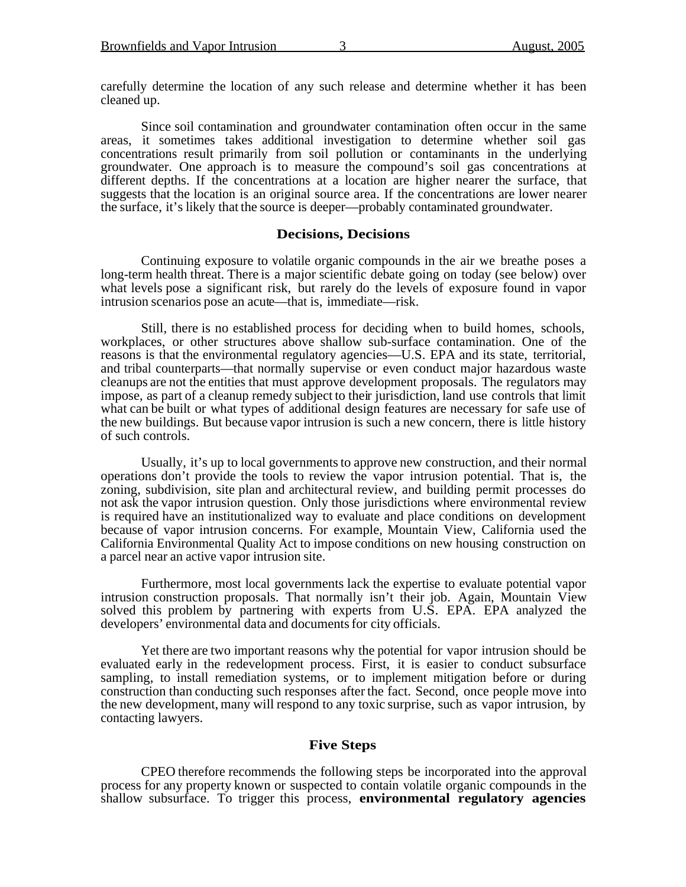carefully determine the location of any such release and determine whether it has been cleaned up.

Since soil contamination and groundwater contamination often occur in the same areas, it sometimes takes additional investigation to determine whether soil gas concentrations result primarily from soil pollution or contaminants in the underlying groundwater. One approach is to measure the compound's soil gas concentrations at different depths. If the concentrations at a location are higher nearer the surface, that suggests that the location is an original source area. If the concentrations are lower nearer the surface, it's likely that the source is deeper—probably contaminated groundwater.

## Decisions, Decisions

Continuing exposure to volatile organic compounds in the air we breathe poses a long-term health threat. There is a major scientific debate going on today (see below) over what levels pose a significant risk, but rarely do the levels of exposure found in vapor intrusion scenarios pose an acute—that is, immediate—risk.

Still, there is no established process for deciding when to build homes, schools, workplaces, or other structures above shallow sub-surface contamination. One of the reasons is that the environmental regulatory agencies—U.S. EPA and its state, territorial, and tribal counterparts—that normally supervise or even conduct major hazardous waste cleanups are not the entities that must approve development proposals. The regulators may impose, as part of a cleanup remedy subject to their jurisdiction, land use controls that limit what can be built or what types of additional design features are necessary for safe use of the new buildings. But because vapor intrusion is such a new concern, there is little history of such controls.

Usually, it's up to local governments to approve new construction, and their normal operations don't provide the tools to review the vapor intrusion potential. That is, the zoning, subdivision, site plan and architectural review, and building permit processes do not ask the vapor intrusion question. Only those jurisdictions where environmental review is required have an institutionalized way to evaluate and place conditions on development because of vapor intrusion concerns. For example, Mountain View, California used the California Environmental Quality Act to impose conditions on new housing construction on a parcel near an active vapor intrusion site.

Furthermore, most local governments lack the expertise to evaluate potential vapor intrusion construction proposals. That normally isn't their job. Again, Mountain View solved this problem by partnering with experts from U.S. EPA. EPA analyzed the developers' environmental data and documents for city officials.

Yet there are two important reasons why the potential for vapor intrusion should be evaluated early in the redevelopment process. First, it is easier to conduct subsurface sampling, to install remediation systems, or to implement mitigation before or during construction than conducting such responses after the fact. Second, once people move into the new development, many will respond to any toxic surprise, such as vapor intrusion, by contacting lawyers.

## Five Steps

CPEO therefore recommends the following steps be incorporated into the approval process for any property known or suspected to contain volatile organic compounds in the shallow subsurface. To trigger this process, **environmental regulatory agencies**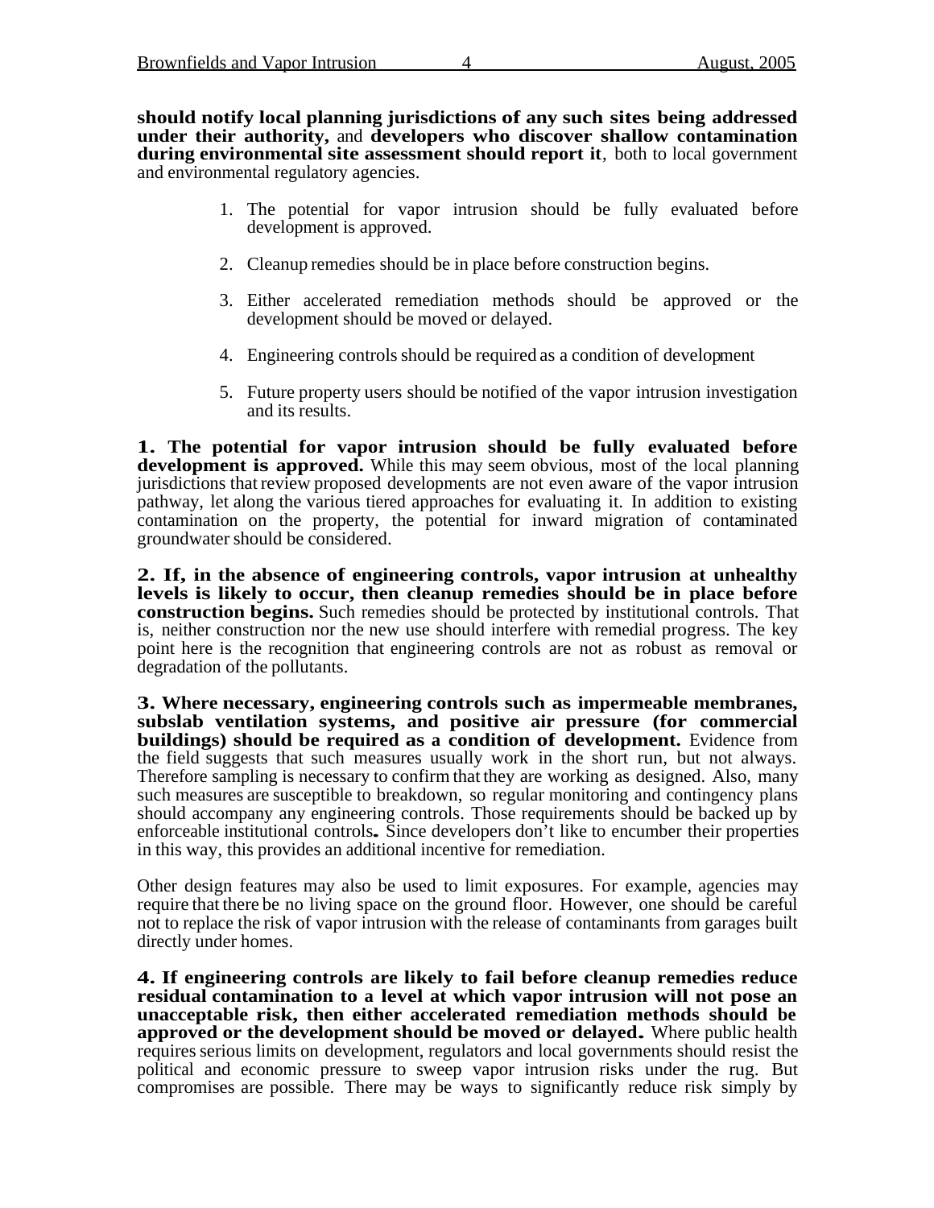**should notify local planning jurisdictions of any such sites being addressed under their authority,** and **developers who discover shallow contamination during environmental site assessment should report it**, both to local government and environmental regulatory agencies.

1. The potential for vapor intrusion should be fully evaluated before development is approved.
2. Cleanup remedies should be in place before construction begins.
3. Either accelerated remediation methods should be approved or the development should be moved or delayed.
4. Engineering controls should be required as a condition of development
5. Future property users should be notified of the vapor intrusion investigation and its results.

**1. The potential for vapor intrusion should be fully evaluated before development is approved.** While this may seem obvious, most of the local planning jurisdictions that review proposed developments are not even aware of the vapor intrusion pathway, let along the various tiered approaches for evaluating it. In addition to existing contamination on the property, the potential for inward migration of contaminated groundwater should be considered.

**2. If, in the absence of engineering controls, vapor intrusion at unhealthy levels is likely to occur, then cleanup remedies should be in place before construction begins.** Such remedies should be protected by institutional controls. That is, neither construction nor the new use should interfere with remedial progress. The key point here is the recognition that engineering controls are not as robust as removal or degradation of the pollutants.

**3. Where necessary, engineering controls such as impermeable membranes, subslab ventilation systems, and positive air pressure (for commercial buildings) should be required as a condition of development.** Evidence from the field suggests that such measures usually work in the short run, but not always. Therefore sampling is necessary to confirm that they are working as designed. Also, many such measures are susceptible to breakdown, so regular monitoring and contingency plans should accompany any engineering controls. Those requirements should be backed up by enforceable institutional controls**.** Since developers don't like to encumber their properties in this way, this provides an additional incentive for remediation.

Other design features may also be used to limit exposures. For example, agencies may require that there be no living space on the ground floor. However, one should be careful not to replace the risk of vapor intrusion with the release of contaminants from garages built directly under homes.

**4. If engineering controls are likely to fail before cleanup remedies reduce residual contamination to a level at which vapor intrusion will not pose an unacceptable risk, then either accelerated remediation methods should be approved or the development should be moved or delayed.** Where public health requires serious limits on development, regulators and local governments should resist the political and economic pressure to sweep vapor intrusion risks under the rug. But compromises are possible. There may be ways to significantly reduce risk simply by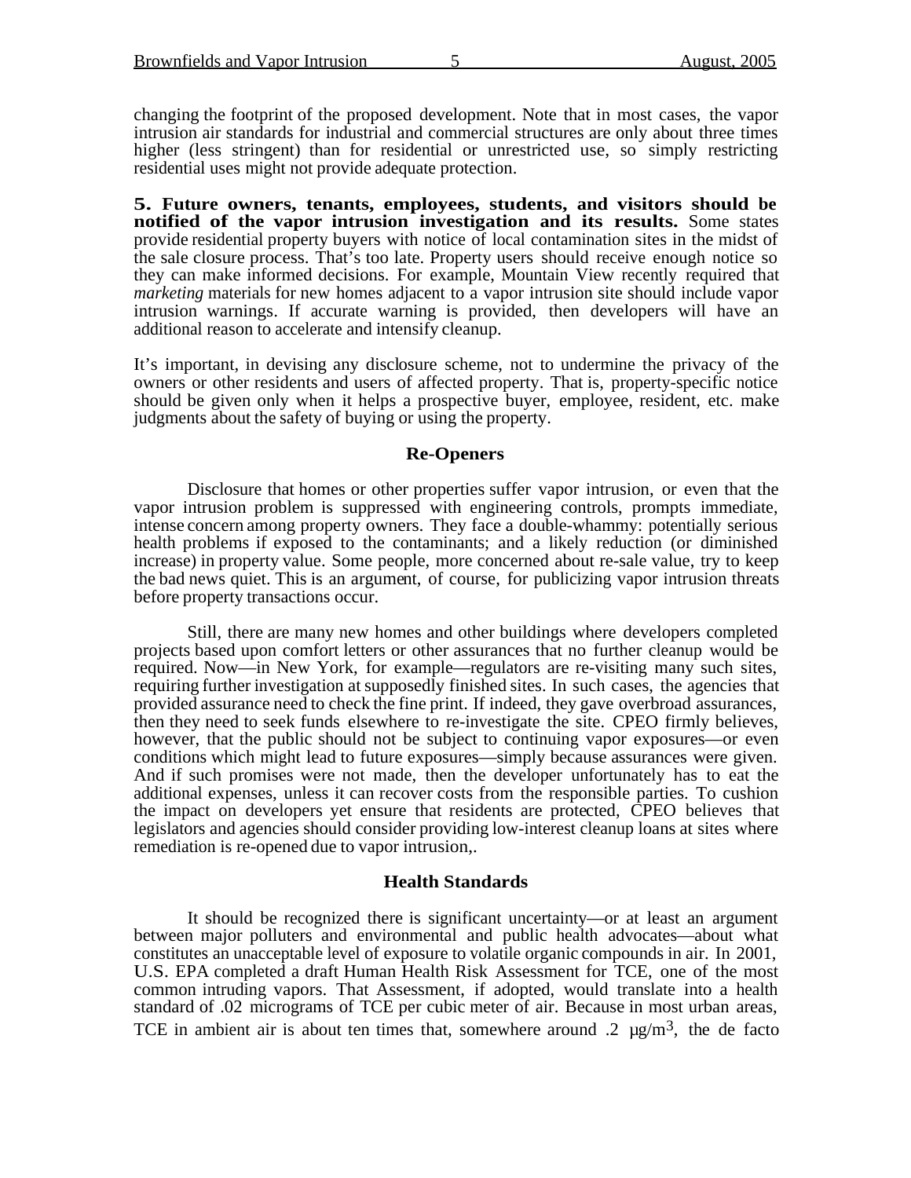changing the footprint of the proposed development. Note that in most cases, the vapor intrusion air standards for industrial and commercial structures are only about three times higher (less stringent) than for residential or unrestricted use, so simply restricting residential uses might not provide adequate protection.

**5. Future owners, tenants, employees, students, and visitors should be notified of the vapor intrusion investigation and its results.** Some states provide residential property buyers with notice of local contamination sites in the midst of the sale closure process. That's too late. Property users should receive enough notice so they can make informed decisions. For example, Mountain View recently required that *marketing* materials for new homes adjacent to a vapor intrusion site should include vapor intrusion warnings. If accurate warning is provided, then developers will have an additional reason to accelerate and intensify cleanup.

It's important, in devising any disclosure scheme, not to undermine the privacy of the owners or other residents and users of affected property. That is, property-specific notice should be given only when it helps a prospective buyer, employee, resident, etc. make judgments about the safety of buying or using the property.

## Re-Openers

Disclosure that homes or other properties suffer vapor intrusion, or even that the vapor intrusion problem is suppressed with engineering controls, prompts immediate, intense concern among property owners. They face a double-whammy: potentially serious health problems if exposed to the contaminants; and a likely reduction (or diminished increase) in property value. Some people, more concerned about re-sale value, try to keep the bad news quiet. This is an argument, of course, for publicizing vapor intrusion threats before property transactions occur.

Still, there are many new homes and other buildings where developers completed projects based upon comfort letters or other assurances that no further cleanup would be required. Now—in New York, for example—regulators are re-visiting many such sites, requiring further investigation at supposedly finished sites. In such cases, the agencies that provided assurance need to check the fine print. If indeed, they gave overbroad assurances, then they need to seek funds elsewhere to re-investigate the site. CPEO firmly believes, however, that the public should not be subject to continuing vapor exposures—or even conditions which might lead to future exposures—simply because assurances were given. And if such promises were not made, then the developer unfortunately has to eat the additional expenses, unless it can recover costs from the responsible parties. To cushion the impact on developers yet ensure that residents are protected, CPEO believes that legislators and agencies should consider providing low-interest cleanup loans at sites where remediation is re-opened due to vapor intrusion,.

## Health Standards

It should be recognized there is significant uncertainty—or at least an argument between major polluters and environmental and public health advocates—about what constitutes an unacceptable level of exposure to volatile organic compounds in air. In 2001, U.S. EPA completed a draft Human Health Risk Assessment for TCE, one of the most common intruding vapors. That Assessment, if adopted, would translate into a health standard of .02 micrograms of TCE per cubic meter of air. Because in most urban areas, TCE in ambient air is about ten times that, somewhere around .2 $\mu g/m^3$, the de facto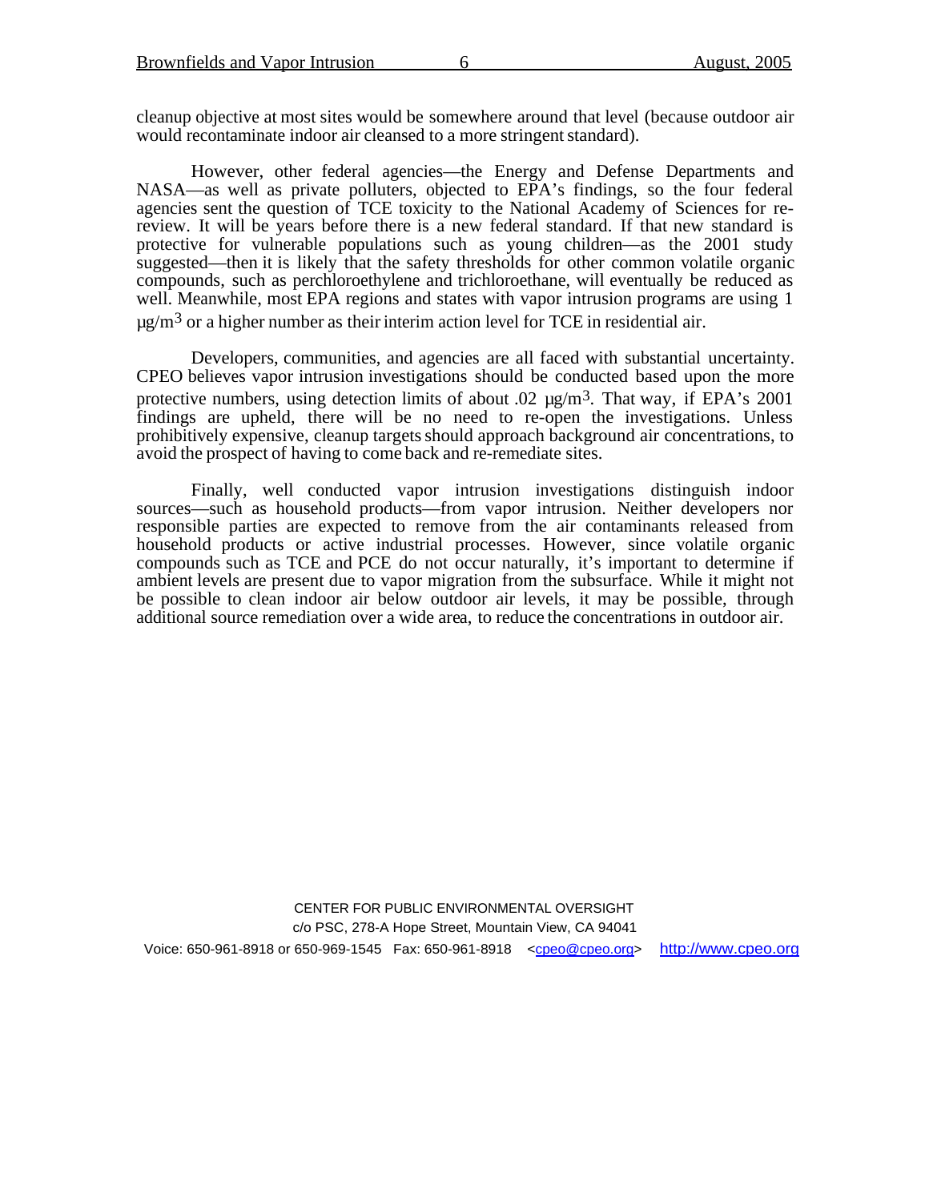cleanup objective at most sites would be somewhere around that level (because outdoor air would recontaminate indoor air cleansed to a more stringent standard).

However, other federal agencies—the Energy and Defense Departments and NASA—as well as private polluters, objected to EPA's findings, so the four federal agencies sent the question of TCE toxicity to the National Academy of Sciences for re-review. It will be years before there is a new federal standard. If that new standard is protective for vulnerable populations such as young children—as the 2001 study suggested—then it is likely that the safety thresholds for other common volatile organic compounds, such as perchloroethylene and trichloroethane, will eventually be reduced as well. Meanwhile, most EPA regions and states with vapor intrusion programs are using 1 $\mu g/m^3$ or a higher number as their interim action level for TCE in residential air.

Developers, communities, and agencies are all faced with substantial uncertainty. CPEO believes vapor intrusion investigations should be conducted based upon the more protective numbers, using detection limits of about .02 $\mu g/m^3$. That way, if EPA's 2001 findings are upheld, there will be no need to re-open the investigations. Unless prohibitively expensive, cleanup targets should approach background air concentrations, to avoid the prospect of having to come back and re-remediate sites.

Finally, well conducted vapor intrusion investigations distinguish indoor sources—such as household products—from vapor intrusion. Neither developers nor responsible parties are expected to remove from the air contaminants released from household products or active industrial processes. However, since volatile organic compounds such as TCE and PCE do not occur naturally, it's important to determine if ambient levels are present due to vapor migration from the subsurface. While it might not be possible to clean indoor air below outdoor air levels, it may be possible, through additional source remediation over a wide area, to reduce the concentrations in outdoor air.

CENTER FOR PUBLIC ENVIRONMENTAL OVERSIGHT
c/o PSC, 278-A Hope Street, Mountain View, CA 94041
Voice: 650-961-8918 or 650-969-1545 Fax: 650-961-8918 <cpeo@cpeo.org> http://www.cpeo.org